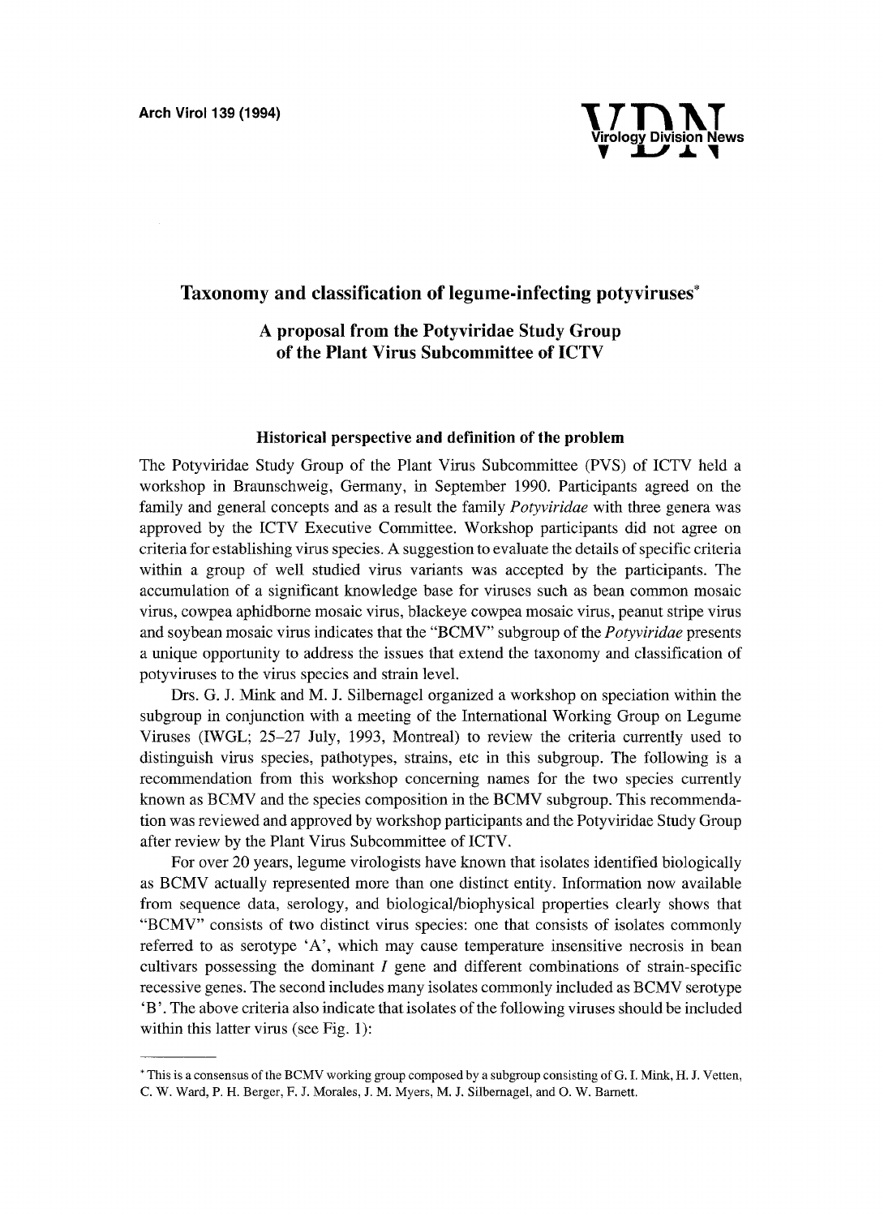# Taxonomy and classification of legume-infecting potyviruses*

## A proposal from the Potyviridae Study Group of the Plant Virus Subcommittee of ICTV

### Historical perspective and definition of the problem

The Potyviridae Study Group of the Plant Virus Subcommittee (PVS) of ICTV held a workshop in Braunschweig, Germany, in September 1990. Participants agreed on the family and general concepts and as a result the family *Potyviridae* with three genera was approved by the ICTV Executive Committee. Workshop participants did not agree on criteria for establishing virus species. A suggestion to evaluate the details of specific criteria within a group of well studied virus variants was accepted by the participants. The accumulation of a significant knowledge base for viruses such as bean common mosaic virus, cowpea aphidborne mosaic virus, blackeye cowpea mosaic virus, peanut stripe virus and soybean mosaic virus indicates that the "BCMV" subgroup of the *Potyviridae* presents a unique opportunity to address the issues that extend the taxonomy and classification of potyviruses to the virus species and strain level.

Drs. G. J. Mink and M. J. Silbernagel organized a workshop on speciation within the subgroup in conjunction with a meeting of the International Working Group on Legume Viruses (IWGL; 25–27 July, 1993, Montreal) to review the criteria currently used to distinguish virus species, pathotypes, strains, etc in this subgroup. The following is a recommendation from this workshop concerning names for the two species currently known as BCMV and the species composition in the BCMV subgroup. This recommendation was reviewed and approved by workshop participants and the Potyviridae Study Group after review by the Plant Virus Subcommittee of ICTV.

For over 20 years, legume virologists have known that isolates identified biologically as BCMV actually represented more than one distinct entity. Information now available from sequence data, serology, and biological/biophysical properties clearly shows that "BCMV" consists of two distinct virus species: one that consists of isolates commonly referred to as serotype 'A', which may cause temperature insensitive necrosis in bean cultivars possessing the dominant *I* gene and different combinations of strain-specific recessive genes. The second includes many isolates commonly included as BCMV serotype 'B'. The above criteria also indicate that isolates of the following viruses should be included within this latter virus (see Fig. 1):

---

* This is a consensus of the BCMV working group composed by a subgroup consisting of G. I. Mink, H. J. Vetten, C. W. Ward, P. H. Berger, F. J. Morales, J. M. Myers, M. J. Silbernagel, and O. W. Barnett.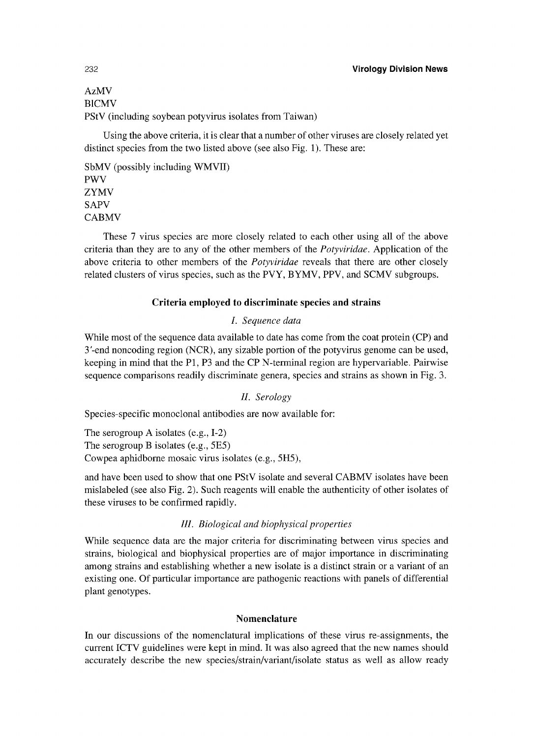AzMV
BlCMV
PStV (including soybean potyvirus isolates from Taiwan)

Using the above criteria, it is clear that a number of other viruses are closely related yet distinct species from the two listed above (see also Fig. 1). These are:

SbMV (possibly including WMVII)
PWV
ZYMV
SAPV
CABMV

These 7 virus species are more closely related to each other using all of the above criteria than they are to any of the other members of the *Potyviridae*. Application of the above criteria to other members of the *Potyviridae* reveals that there are other closely related clusters of virus species, such as the PVY, BYMV, PPV, and SCMV subgroups.

## Criteria employed to discriminate species and strains

### *I. Sequence data*

While most of the sequence data available to date has come from the coat protein (CP) and 3′-end noncoding region (NCR), any sizable portion of the potyvirus genome can be used, keeping in mind that the P1, P3 and the CP N-terminal region are hypervariable. Pairwise sequence comparisons readily discriminate genera, species and strains as shown in Fig. 3.

### *II. Serology*

Species-specific monoclonal antibodies are now available for:

The serogroup A isolates (e.g., I-2)
The serogroup B isolates (e.g., 5E5)
Cowpea aphidborne mosaic virus isolates (e.g., 5H5),

and have been used to show that one PStV isolate and several CABMV isolates have been mislabeled (see also Fig. 2). Such reagents will enable the authenticity of other isolates of these viruses to be confirmed rapidly.

### *III. Biological and biophysical properties*

While sequence data are the major criteria for discriminating between virus species and strains, biological and biophysical properties are of major importance in discriminating among strains and establishing whether a new isolate is a distinct strain or a variant of an existing one. Of particular importance are pathogenic reactions with panels of differential plant genotypes.

## Nomenclature

In our discussions of the nomenclatural implications of these virus re-assignments, the current ICTV guidelines were kept in mind. It was also agreed that the new names should accurately describe the new species/strain/variant/isolate status as well as allow ready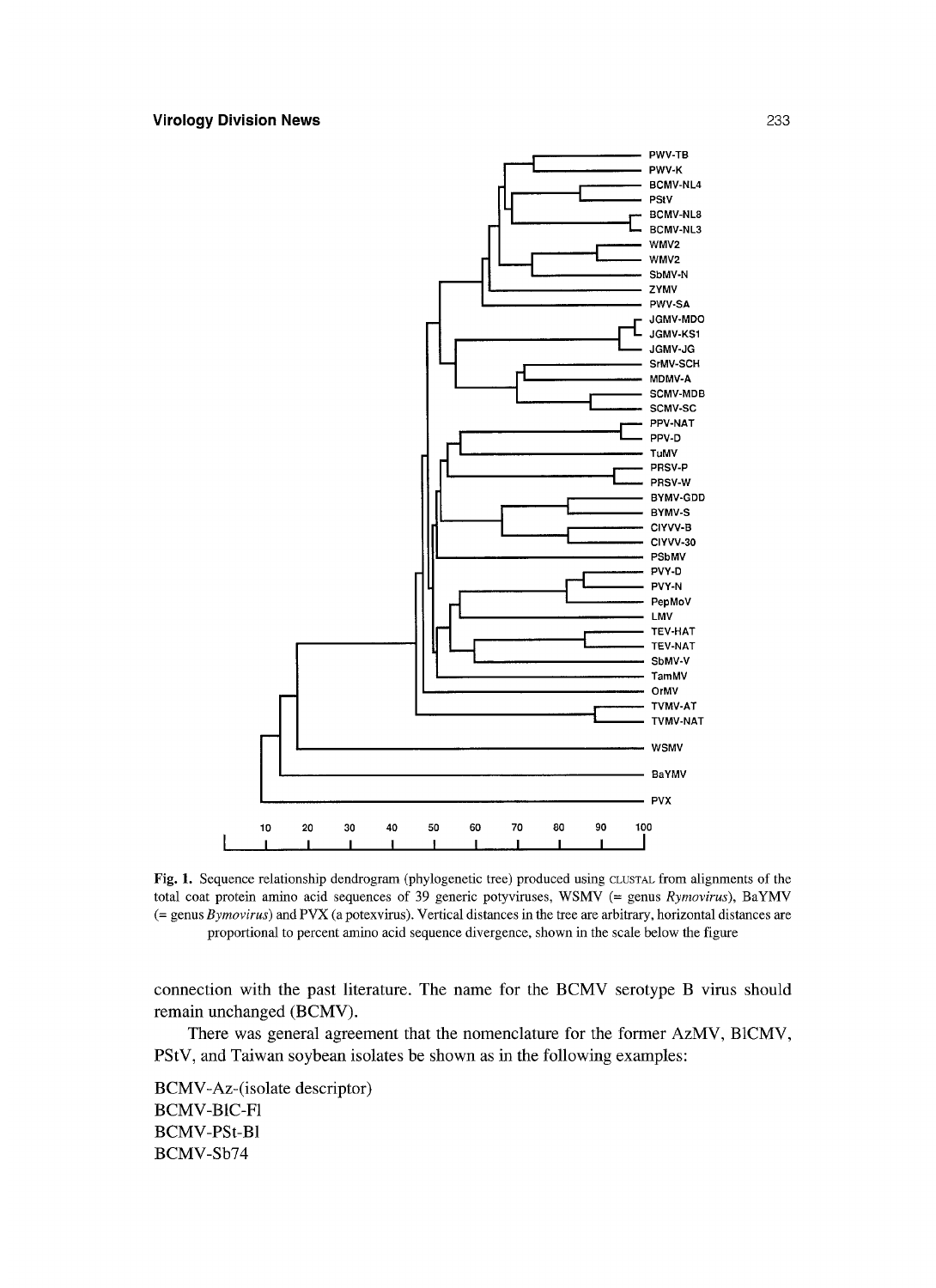Fig. 1. Sequence relationship dendrogram (phylogenetic tree) produced using CLUSTAL from alignments of the total coat protein amino acid sequences of 39 generic potyviruses, WSMV (= genus *Rymovirus*), BaYMV (= genus *Bymovirus*) and PVX (a potexvirus). Vertical distances in the tree are arbitrary, horizontal distances are proportional to percent amino acid sequence divergence, shown in the scale below the figure

connection with the past literature. The name for the BCMV serotype B virus should remain unchanged (BCMV).

There was general agreement that the nomenclature for the former AzMV, BlCMV, PStV, and Taiwan soybean isolates be shown as in the following examples:

BCMV-Az-(isolate descriptor)
BCMV-BlC-Fl
BCMV-PSt-Bl
BCMV-Sb74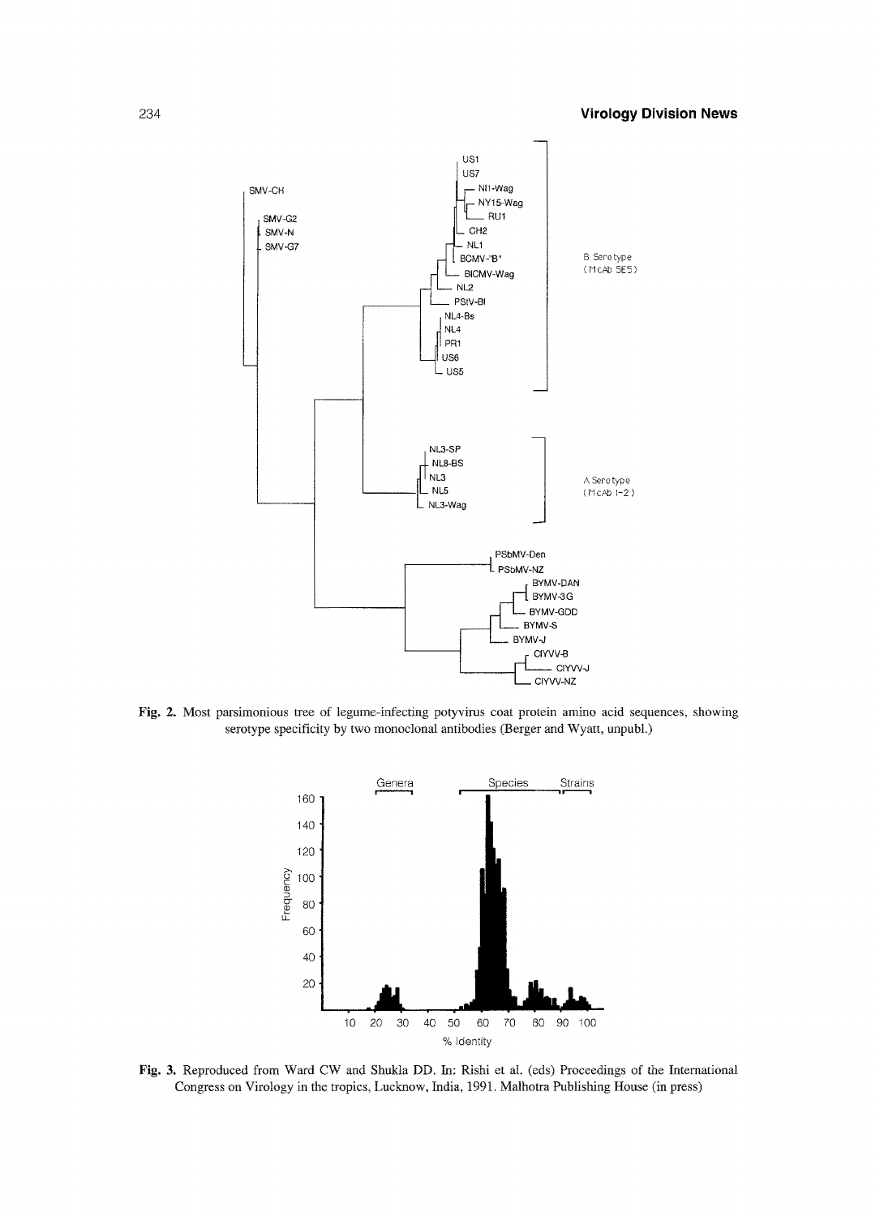Fig. 2. Most parsimonious tree of legume-infecting potyvirus coat protein amino acid sequences, showing serotype specificity by two monoclonal antibodies (Berger and Wyatt, unpubl.)

Fig. 3. Reproduced from Ward CW and Shukla DD. In: Rishi et al. (eds) Proceedings of the International Congress on Virology in the tropics, Lucknow, India, 1991. Malhotra Publishing House (in press)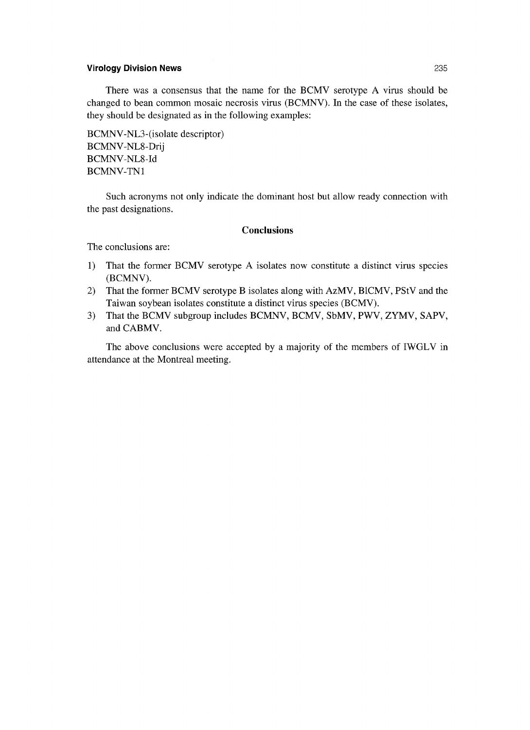There was a consensus that the name for the BCMV serotype A virus should be changed to bean common mosaic necrosis virus (BCMNV). In the case of these isolates, they should be designated as in the following examples:

BCMNV-NL3-(isolate descriptor)
BCMNV-NL8-Drij
BCMNV-NL8-Id
BCMNV-TN1

Such acronyms not only indicate the dominant host but allow ready connection with the past designations.

## Conclusions

The conclusions are:

1) That the former BCMV serotype A isolates now constitute a distinct virus species (BCMNV).
2) That the former BCMV serotype B isolates along with AzMV, BlCMV, PStV and the Taiwan soybean isolates constitute a distinct virus species (BCMV).
3) That the BCMV subgroup includes BCMNV, BCMV, SbMV, PWV, ZYMV, SAPV, and CABMV.

The above conclusions were accepted by a majority of the members of IWGLV in attendance at the Montreal meeting.